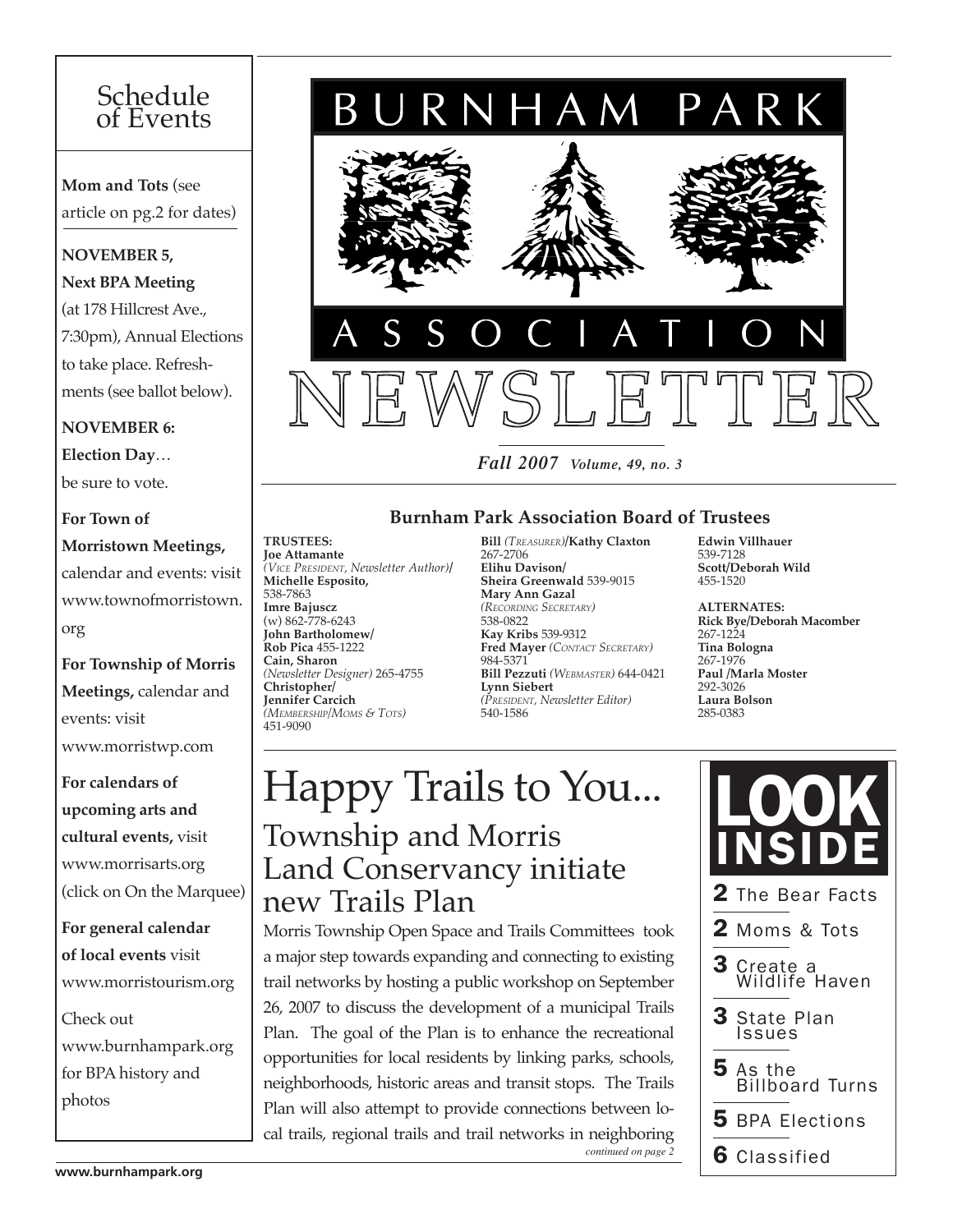# BURNHAM PARK ASSOCIATION NEWSLETTER

*Fall 2007 Volume, 49, no. 3*

## Schedule of Events

**Mom and Tots** (see article on pg.2 for dates)

**NOVEMBER 5, Next BPA Meeting** (at 178 Hillcrest Ave., 7:30pm), Annual Elections to take place. Refreshments (see ballot below).

**NOVEMBER 6: Election Day**… be sure to vote.

**For Town of Morristown Meetings,** calendar and events: visit www.townofmorristown.org

**For Township of Morris Meetings,** calendar and events: visit www.morristwp.com

**For calendars of upcoming arts and cultural events,** visit www.morrisarts.org (click on On the Marquee)

**For general calendar of local events** visit www.morristourism.org

Check out www.burnhampark.org for BPA history and photos

## Burnham Park Association Board of Trustees

**TRUSTEES:**
**Joe Attamante**
*(Vice President, Newsletter Author)*/
**Michelle Esposito,**
538-7863
**Imre Bajuscz**
(w) 862-778-6243
**John Bartholomew/**
**Rob Pica** 455-1222
**Cain, Sharon**
*(Newsletter Designer)* 265-4755
**Christopher/**
**Jennifer Carcich**
*(Membership/Moms & Tots)*
451-9090
**Bill** *(Treasurer)*/**Kathy Claxton**
267-2706
**Elihu Davison/**
**Sheira Greenwald** 539-9015
**Mary Ann Gazal**
*(Recording Secretary)*
538-0822
**Kay Kribs** 539-9312
**Fred Mayer** *(Contact Secretary)*
984-5371
**Bill Pezzuti** *(Webmaster)* 644-0421
**Lynn Siebert**
*(President, Newsletter Editor)*
540-1586
**Edwin Villhauer**
539-7128
**Scott/Deborah Wild**
455-1520

**ALTERNATES:**
**Rick Bye/Deborah Macomber**
267-1224
**Tina Bologna**
267-1976
**Paul /Marla Moster**
292-3026
**Laura Bolson**
285-0383

# Happy Trails to You...

## Township and Morris Land Conservancy initiate new Trails Plan

Morris Township Open Space and Trails Committees took a major step towards expanding and connecting to existing trail networks by hosting a public workshop on September 26, 2007 to discuss the development of a municipal Trails Plan. The goal of the Plan is to enhance the recreational opportunities for local residents by linking parks, schools, neighborhoods, historic areas and transit stops. The Trails Plan will also attempt to provide connections between local trails, regional trails and trail networks in neighboring

*continued on page 2*

## LOOK INSIDE

- **2** The Bear Facts
- **2** Moms & Tots
- **3** Create a Wildlife Haven
- **3** State Plan Issues
- **5** As the Billboard Turns
- **5** BPA Elections
- **6** Classified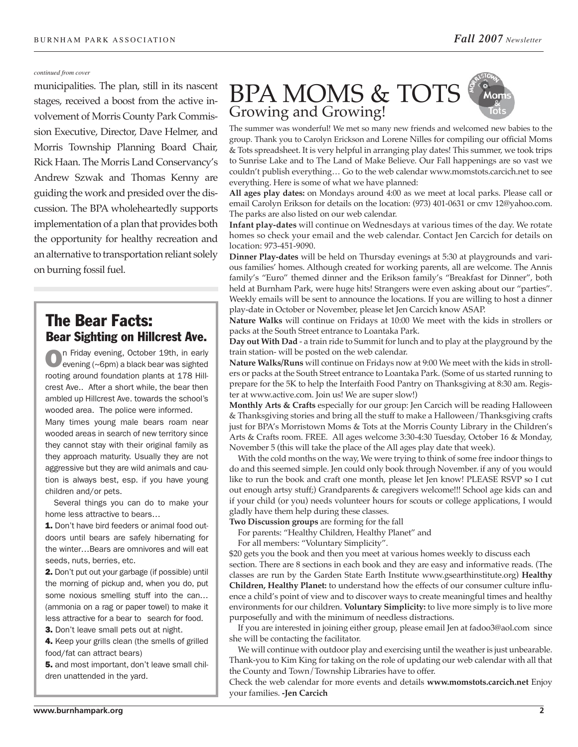*continued from cover*

municipalities. The plan, still in its nascent stages, received a boost from the active involvement of Morris County Park Commission Executive, Director, Dave Helmer, and Morris Township Planning Board Chair, Rick Haan. The Morris Land Conservancy's Andrew Szwak and Thomas Kenny are guiding the work and presided over the discussion. The BPA wholeheartedly supports implementation of a plan that provides both the opportunity for healthy recreation and an alternative to transportation reliant solely on burning fossil fuel.

## The Bear Facts:
### Bear Sighting on Hillcrest Ave.

On Friday evening, October 19th, in early evening (~6pm) a black bear was sighted rooting around foundation plants at 178 Hillcrest Ave.. After a short while, the bear then ambled up Hillcrest Ave. towards the school's wooded area. The police were informed.

Many times young male bears roam near wooded areas in search of new territory since they cannot stay with their original family as they approach maturity. Usually they are not aggressive but they are wild animals and caution is always best, esp. if you have young children and/or pets.

Several things you can do to make your home less attractive to bears…

**1.** Don't have bird feeders or animal food outdoors until bears are safely hibernating for the winter…Bears are omnivores and will eat seeds, nuts, berries, etc.

**2.** Don't put out your garbage (if possible) until the morning of pickup and, when you do, put some noxious smelling stuff into the can… (ammonia on a rag or paper towel) to make it less attractive for a bear to search for food.

**3.** Don't leave small pets out at night.

**4.** Keep your grills clean (the smells of grilled food/fat can attract bears)

**5.** and most important, don't leave small children unattended in the yard.

# BPA MOMS & TOTS
## Growing and Growing!

The summer was wonderful! We met so many new friends and welcomed new babies to the group. Thank you to Carolyn Erickson and Lorene Nilles for compiling our official Moms & Tots spreadsheet. It is very helpful in arranging play dates! This summer, we took trips to Sunrise Lake and to The Land of Make Believe. Our Fall happenings are so vast we couldn't publish everything… Go to the web calendar www.momstots.carcich.net to see everything. Here is some of what we have planned:

**All ages play dates:** on Mondays around 4:00 as we meet at local parks. Please call or email Carolyn Erikson for details on the location: (973) 401-0631 or cmv 12@yahoo.com. The parks are also listed on our web calendar.

**Infant play-dates** will continue on Wednesdays at various times of the day. We rotate homes so check your email and the web calendar. Contact Jen Carcich for details on location: 973-451-9090.

**Dinner Play-dates** will be held on Thursday evenings at 5:30 at playgrounds and various families' homes. Although created for working parents, all are welcome. The Annis family's "Euro" themed dinner and the Erikson family's "Breakfast for Dinner", both held at Burnham Park, were huge hits! Strangers were even asking about our "parties". Weekly emails will be sent to announce the locations. If you are willing to host a dinner play-date in October or November, please let Jen Carcich know ASAP.

**Nature Walks** will continue on Fridays at 10:00 We meet with the kids in strollers or packs at the South Street entrance to Loantaka Park.

**Day out With Dad** - a train ride to Summit for lunch and to play at the playground by the train station- will be posted on the web calendar.

**Nature Walks/Runs** will continue on Fridays now at 9:00 We meet with the kids in strollers or packs at the South Street entrance to Loantaka Park. (Some of us started running to prepare for the 5K to help the Interfaith Food Pantry on Thanksgiving at 8:30 am. Register at www.active.com. Join us! We are super slow!)

**Monthly Arts & Crafts** especially for our group: Jen Carcich will be reading Halloween & Thanksgiving stories and bring all the stuff to make a Halloween/Thanksgiving crafts just for BPA's Morristown Moms & Tots at the Morris County Library in the Children's Arts & Crafts room. FREE. All ages welcome 3:30-4:30 Tuesday, October 16 & Monday, November 5 (this will take the place of the All ages play date that week).

With the cold months on the way, We were trying to think of some free indoor things to do and this seemed simple. Jen could only book through November. if any of you would like to run the book and craft one month, please let Jen know! PLEASE RSVP so I cut out enough artsy stuff;) Grandparents & caregivers welcome!!! School age kids can and if your child (or you) needs volunteer hours for scouts or college applications, I would gladly have them help during these classes.

**Two Discussion groups** are forming for the fall

For parents: "Healthy Children, Healthy Planet" and

For all members: "Voluntary Simplicity".

$20 gets you the book and then you meet at various homes weekly to discuss each section. There are 8 sections in each book and they are easy and informative reads. (The classes are run by the Garden State Earth Institute www.gsearthinstitute.org) **Healthy Children, Healthy Planet:** to understand how the effects of our consumer culture influence a child's point of view and to discover ways to create meaningful times and healthy environments for our children. **Voluntary Simplicity:** to live more simply is to live more purposefully and with the minimum of needless distractions.

If you are interested in joining either group, please email Jen at fadoo3@aol.com since she will be contacting the facilitator.

We will continue with outdoor play and exercising until the weather is just unbearable. Thank-you to Kim King for taking on the role of updating our web calendar with all that the County and Town/Township Libraries have to offer.

Check the web calendar for more events and details **www.momstots.carcich.net** Enjoy your families. **-Jen Carcich**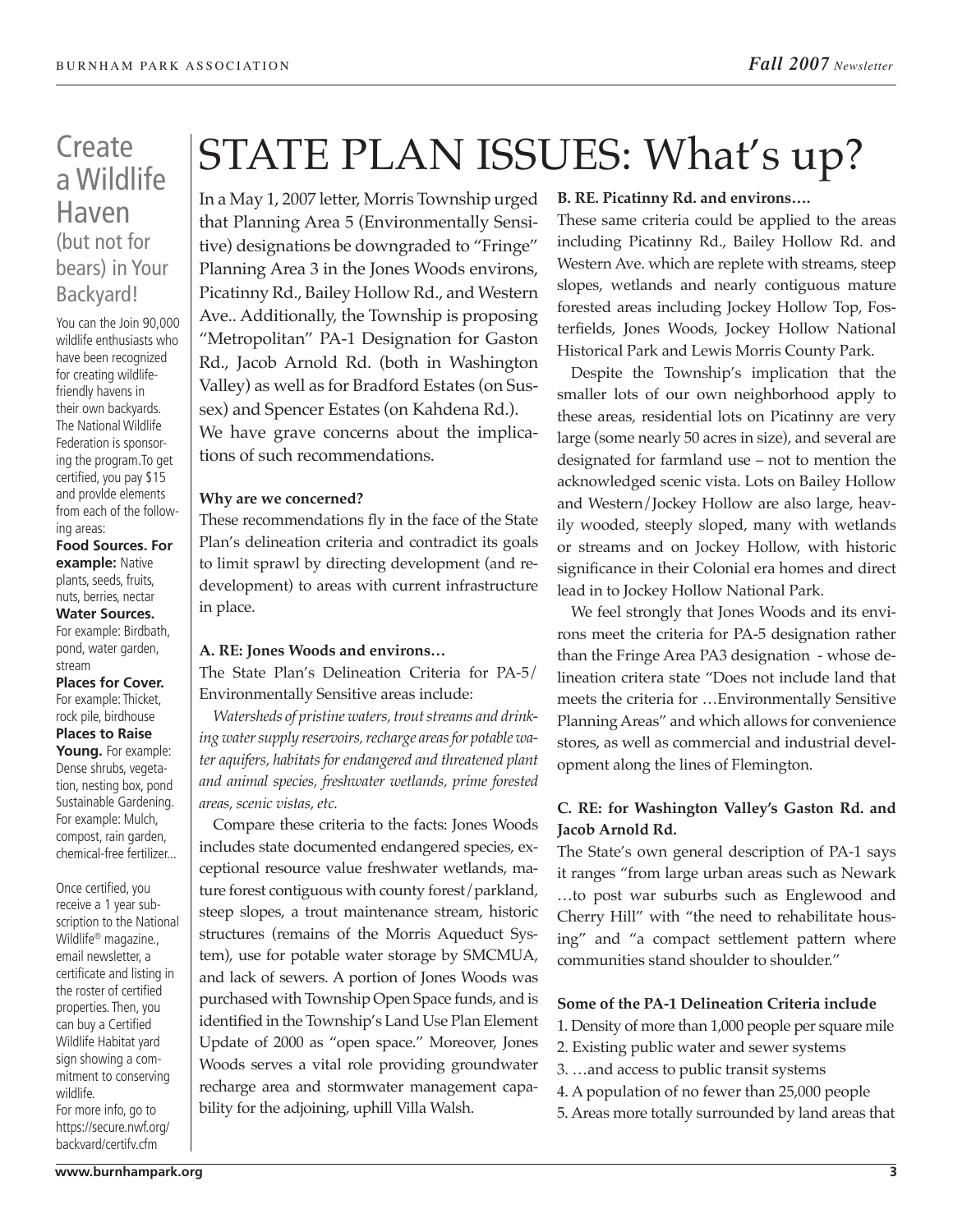# STATE PLAN ISSUES: What's up?

In a May 1, 2007 letter, Morris Township urged that Planning Area 5 (Environmentally Sensitive) designations be downgraded to "Fringe" Planning Area 3 in the Jones Woods environs, Picatinny Rd., Bailey Hollow Rd., and Western Ave.. Additionally, the Township is proposing "Metropolitan" PA-1 Designation for Gaston Rd., Jacob Arnold Rd. (both in Washington Valley) as well as for Bradford Estates (on Sussex) and Spencer Estates (on Kahdena Rd.).

We have grave concerns about the implications of such recommendations.

**Why are we concerned?**

These recommendations fly in the face of the State Plan's delineation criteria and contradict its goals to limit sprawl by directing development (and redevelopment) to areas with current infrastructure in place.

**A. RE: Jones Woods and environs…**

The State Plan's Delineation Criteria for PA-5/ Environmentally Sensitive areas include:

*Watersheds of pristine waters, trout streams and drinking water supply reservoirs, recharge areas for potable water aquifers, habitats for endangered and threatened plant and animal species, freshwater wetlands, prime forested areas, scenic vistas, etc.*

Compare these criteria to the facts: Jones Woods includes state documented endangered species, exceptional resource value freshwater wetlands, mature forest contiguous with county forest/parkland, steep slopes, a trout maintenance stream, historic structures (remains of the Morris Aqueduct System), use for potable water storage by SMCMUA, and lack of sewers. A portion of Jones Woods was purchased with Township Open Space funds, and is identified in the Township's Land Use Plan Element Update of 2000 as "open space." Moreover, Jones Woods serves a vital role providing groundwater recharge area and stormwater management capability for the adjoining, uphill Villa Walsh.

**B. RE. Picatinny Rd. and environs….**

These same criteria could be applied to the areas including Picatinny Rd., Bailey Hollow Rd. and Western Ave. which are replete with streams, steep slopes, wetlands and nearly contiguous mature forested areas including Jockey Hollow Top, Fosterfields, Jones Woods, Jockey Hollow National Historical Park and Lewis Morris County Park.

Despite the Township's implication that the smaller lots of our own neighborhood apply to these areas, residential lots on Picatinny are very large (some nearly 50 acres in size), and several are designated for farmland use – not to mention the acknowledged scenic vista. Lots on Bailey Hollow and Western/Jockey Hollow are also large, heavily wooded, steeply sloped, many with wetlands or streams and on Jockey Hollow, with historic significance in their Colonial era homes and direct lead in to Jockey Hollow National Park.

We feel strongly that Jones Woods and its environs meet the criteria for PA-5 designation rather than the Fringe Area PA3 designation - whose delineation critera state "Does not include land that meets the criteria for …Environmentally Sensitive Planning Areas" and which allows for convenience stores, as well as commercial and industrial development along the lines of Flemington.

**C. RE: for Washington Valley's Gaston Rd. and Jacob Arnold Rd.**

The State's own general description of PA-1 says it ranges "from large urban areas such as Newark …to post war suburbs such as Englewood and Cherry Hill" with "the need to rehabilitate housing" and "a compact settlement pattern where communities stand shoulder to shoulder."

**Some of the PA-1 Delineation Criteria include**

1. Density of more than 1,000 people per square mile
2. Existing public water and sewer systems
3. …and access to public transit systems
4. A population of no fewer than 25,000 people
5. Areas more totally surrounded by land areas that

## Create a Wildlife Haven (but not for bears) in Your Backyard!

You can the Join 90,000 wildlife enthusiasts who have been recognized for creating wildlife-friendly havens in their own backyards. The National Wildlife Federation is sponsoring the program.To get certified, you pay $15 and provlde elements from each of the following areas:

**Food Sources. For example:** Native plants, seeds, fruits, nuts, berries, nectar

**Water Sources.** For example: Birdbath, pond, water garden, stream

**Places for Cover.** For example: Thicket, rock pile, birdhouse

**Places to Raise Young.** For example: Dense shrubs, vegetation, nesting box, pond Sustainable Gardening. For example: Mulch, compost, rain garden, chemical-free fertilizer...

Once certified, you receive a 1 year subscription to the National Wildlife® magazine., email newsletter, a certificate and listing in the roster of certified properties. Then, you can buy a Certified Wildlife Habitat yard sign showing a commitment to conserving wildlife.

For more info, go to https://secure.nwf.org/backyard/certifv.cfm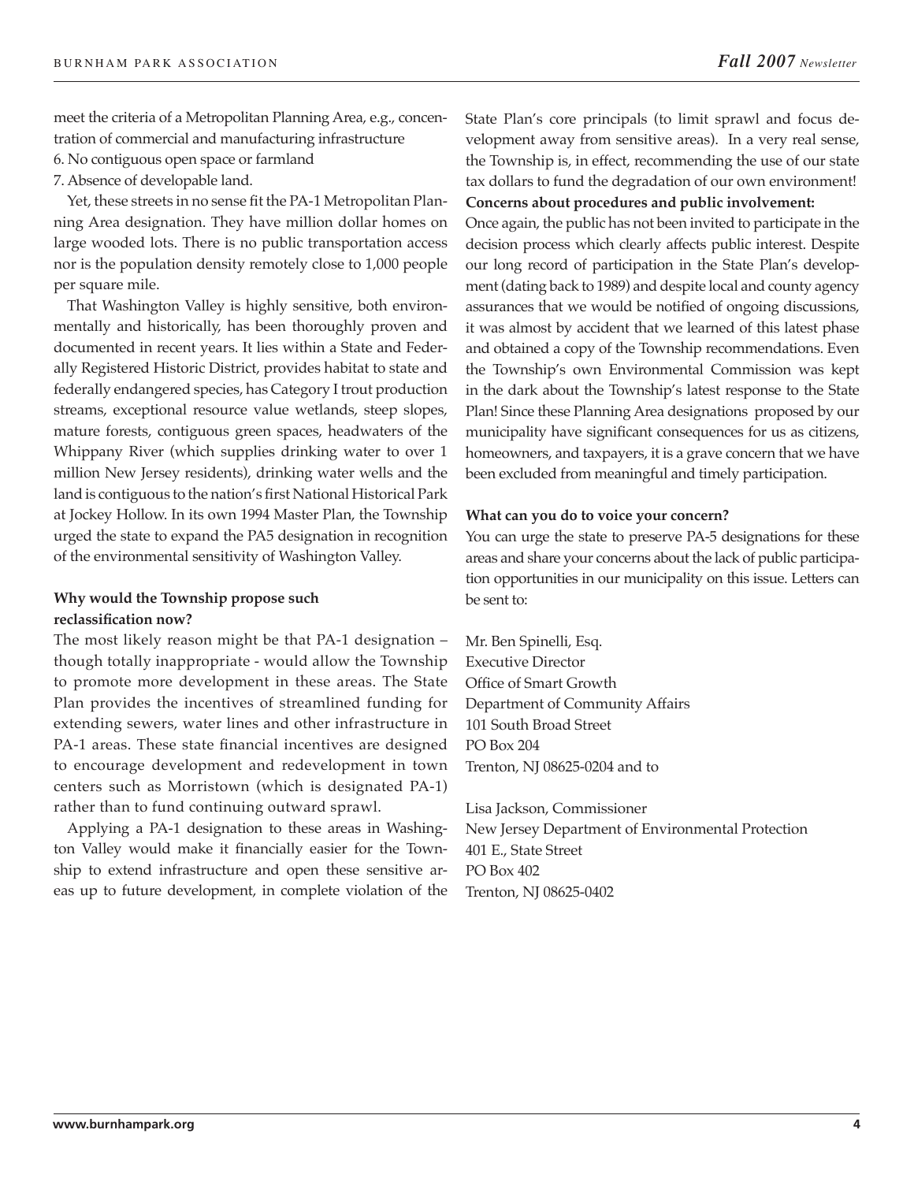meet the criteria of a Metropolitan Planning Area, e.g., concentration of commercial and manufacturing infrastructure

6. No contiguous open space or farmland
7. Absence of developable land.

Yet, these streets in no sense fit the PA-1 Metropolitan Planning Area designation. They have million dollar homes on large wooded lots. There is no public transportation access nor is the population density remotely close to 1,000 people per square mile.

That Washington Valley is highly sensitive, both environmentally and historically, has been thoroughly proven and documented in recent years. It lies within a State and Federally Registered Historic District, provides habitat to state and federally endangered species, has Category I trout production streams, exceptional resource value wetlands, steep slopes, mature forests, contiguous green spaces, headwaters of the Whippany River (which supplies drinking water to over 1 million New Jersey residents), drinking water wells and the land is contiguous to the nation's first National Historical Park at Jockey Hollow. In its own 1994 Master Plan, the Township urged the state to expand the PA5 designation in recognition of the environmental sensitivity of Washington Valley.

**Why would the Township propose such reclassification now?**

The most likely reason might be that PA-1 designation – though totally inappropriate - would allow the Township to promote more development in these areas. The State Plan provides the incentives of streamlined funding for extending sewers, water lines and other infrastructure in PA-1 areas. These state financial incentives are designed to encourage development and redevelopment in town centers such as Morristown (which is designated PA-1) rather than to fund continuing outward sprawl.

Applying a PA-1 designation to these areas in Washington Valley would make it financially easier for the Township to extend infrastructure and open these sensitive areas up to future development, in complete violation of the State Plan's core principals (to limit sprawl and focus development away from sensitive areas). In a very real sense, the Township is, in effect, recommending the use of our state tax dollars to fund the degradation of our own environment!

**Concerns about procedures and public involvement:**

Once again, the public has not been invited to participate in the decision process which clearly affects public interest. Despite our long record of participation in the State Plan's development (dating back to 1989) and despite local and county agency assurances that we would be notified of ongoing discussions, it was almost by accident that we learned of this latest phase and obtained a copy of the Township recommendations. Even the Township's own Environmental Commission was kept in the dark about the Township's latest response to the State Plan! Since these Planning Area designations proposed by our municipality have significant consequences for us as citizens, homeowners, and taxpayers, it is a grave concern that we have been excluded from meaningful and timely participation.

**What can you do to voice your concern?**

You can urge the state to preserve PA-5 designations for these areas and share your concerns about the lack of public participation opportunities in our municipality on this issue. Letters can be sent to:

Mr. Ben Spinelli, Esq.
Executive Director
Office of Smart Growth
Department of Community Affairs
101 South Broad Street
PO Box 204
Trenton, NJ 08625-0204 and to

Lisa Jackson, Commissioner
New Jersey Department of Environmental Protection
401 E., State Street
PO Box 402
Trenton, NJ 08625-0402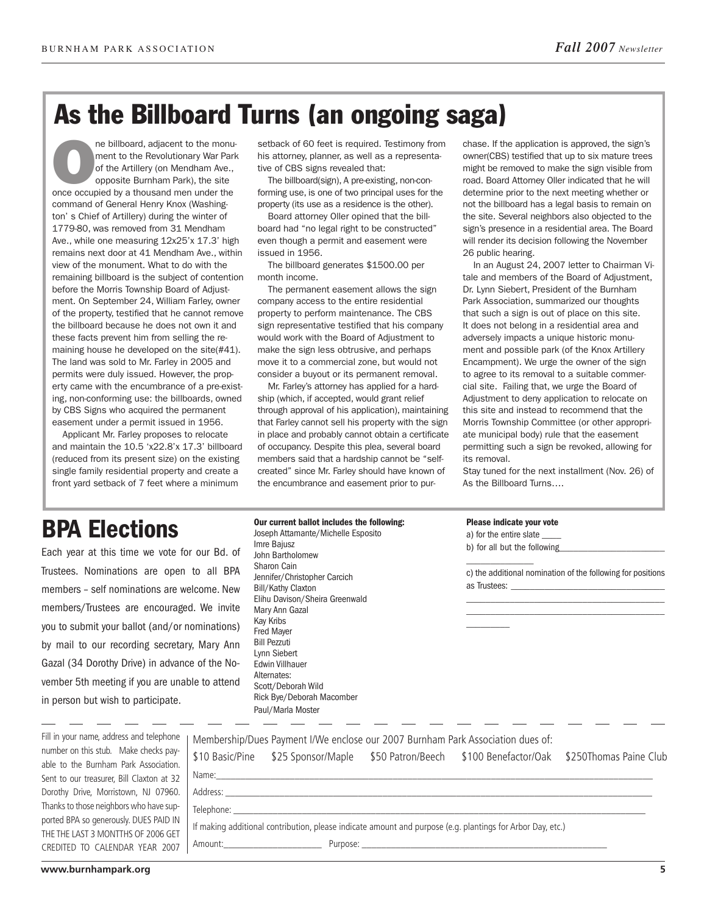# As the Billboard Turns (an ongoing saga)

One billboard, adjacent to the monument to the Revolutionary War Park of the Artillery (on Mendham Ave., opposite Burnham Park), the site once occupied by a thousand men under the command of General Henry Knox (Washington' s Chief of Artillery) during the winter of 1779-80, was removed from 31 Mendham Ave., while one measuring 12x25'x 17.3' high remains next door at 41 Mendham Ave., within view of the monument. What to do with the remaining billboard is the subject of contention before the Morris Township Board of Adjustment. On September 24, William Farley, owner of the property, testified that he cannot remove the billboard because he does not own it and these facts prevent him from selling the remaining house he developed on the site(#41). The land was sold to Mr. Farley in 2005 and permits were duly issued. However, the property came with the encumbrance of a pre-existing, non-conforming use: the billboards, owned by CBS Signs who acquired the permanent easement under a permit issued in 1956.

Applicant Mr. Farley proposes to relocate and maintain the 10.5 'x22.8'x 17.3' billboard (reduced from its present size) on the existing single family residential property and create a front yard setback of 7 feet where a minimum setback of 60 feet is required. Testimony from his attorney, planner, as well as a representative of CBS signs revealed that:

The billboard(sign), A pre-existing, non-conforming use, is one of two principal uses for the property (its use as a residence is the other).

Board attorney Oller opined that the billboard had "no legal right to be constructed" even though a permit and easement were issued in 1956.

The billboard generates $1500.00 per month income.

The permanent easement allows the sign company access to the entire residential property to perform maintenance. The CBS sign representative testified that his company would work with the Board of Adjustment to make the sign less obtrusive, and perhaps move it to a commercial zone, but would not consider a buyout or its permanent removal.

Mr. Farley's attorney has applied for a hardship (which, if accepted, would grant relief through approval of his application), maintaining that Farley cannot sell his property with the sign in place and probably cannot obtain a certificate of occupancy. Despite this plea, several board members said that a hardship cannot be "self-created" since Mr. Farley should have known of the encumbrance and easement prior to purchase. If the application is approved, the sign's owner(CBS) testified that up to six mature trees might be removed to make the sign visible from road. Board Attorney Oller indicated that he will determine prior to the next meeting whether or not the billboard has a legal basis to remain on the site. Several neighbors also objected to the sign's presence in a residential area. The Board will render its decision following the November 26 public hearing.

In an August 24, 2007 letter to Chairman Vitale and members of the Board of Adjustment, Dr. Lynn Siebert, President of the Burnham Park Association, summarized our thoughts that such a sign is out of place on this site. It does not belong in a residential area and adversely impacts a unique historic monument and possible park (of the Knox Artillery Encampment). We urge the owner of the sign to agree to its removal to a suitable commercial site. Failing that, we urge the Board of Adjustment to deny application to relocate on this site and instead to recommend that the Morris Township Committee (or other appropriate municipal body) rule that the easement permitting such a sign be revoked, allowing for its removal.

Stay tuned for the next installment (Nov. 26) of As the Billboard Turns….

# BPA Elections

Each year at this time we vote for our Bd. of Trustees. Nominations are open to all BPA members – self nominations are welcome. New members/Trustees are encouraged. We invite you to submit your ballot (and/or nominations) by mail to our recording secretary, Mary Ann Gazal (34 Dorothy Drive) in advance of the November 5th meeting if you are unable to attend in person but wish to participate.

**Our current ballot includes the following:**

Joseph Attamante/Michelle Esposito
Imre Bajusz
John Bartholomew
Sharon Cain
Jennifer/Christopher Carcich
Bill/Kathy Claxton
Elihu Davison/Sheira Greenwald
Mary Ann Gazal
Kay Kribs
Fred Mayer
Bill Pezzuti
Lynn Siebert
Edwin Villhauer
Alternates:
Scott/Deborah Wild
Rick Bye/Deborah Macomber
Paul/Marla Moster

**Please indicate your vote**

a) for the entire slate ____

b) for all but the following______________________________

c) the additional nomination of the following for positions as Trustees: ______________________________

---

Fill in your name, address and telephone number on this stub. Make checks payable to the Burnham Park Association. Sent to our treasurer, Bill Claxton at 32 Dorothy Drive, Morristown, NJ 07960. Thanks to those neighbors who have supported BPA so generously. DUES PAID IN THE THE LAST 3 MONTTHS OF 2006 GET CREDITED TO CALENDAR YEAR 2007

Membership/Dues Payment I/We enclose our 2007 Burnham Park Association dues of:

$10 Basic/Pine   $25 Sponsor/Maple   $50 Patron/Beech   $100 Benefactor/Oak   $250Thomas Paine Club

Name:______________________________

Address: ______________________________

Telephone: ______________________________

If making additional contribution, please indicate amount and purpose (e.g. plantings for Arbor Day, etc.)

Amount:____________________ Purpose: ______________________________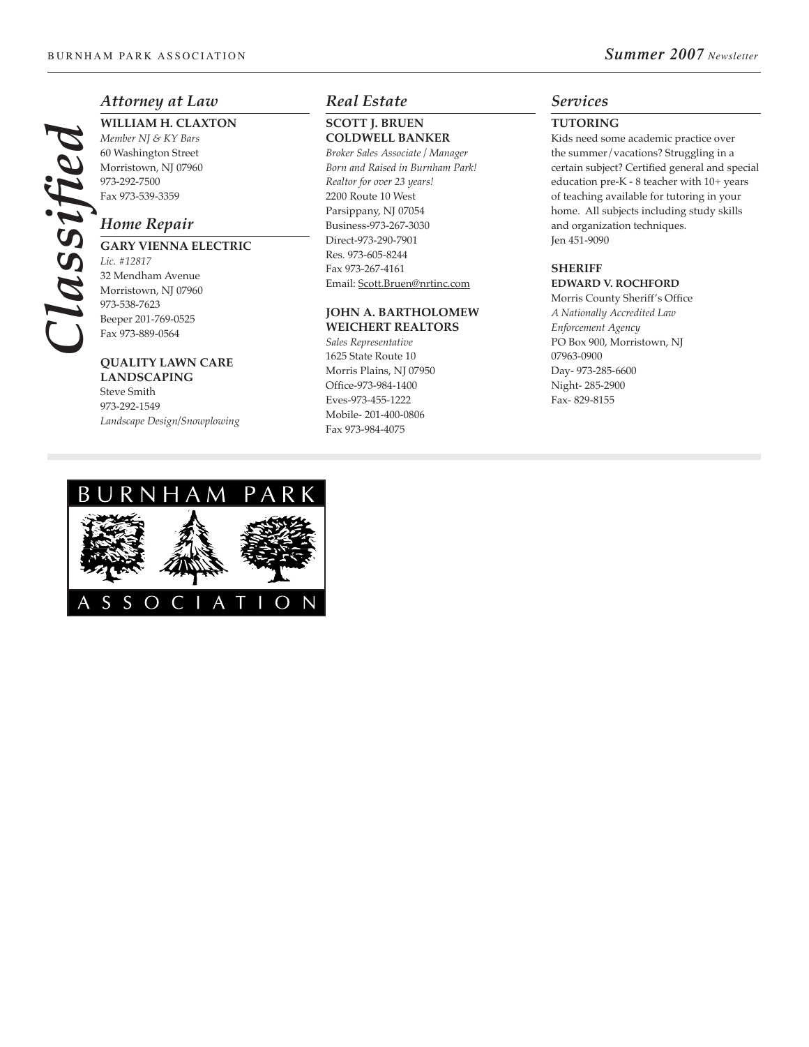# Classified

## Attorney at Law

**WILLIAM H. CLAXTON**
*Member NJ & KY Bars*
60 Washington Street
Morristown, NJ 07960
973-292-7500
Fax 973-539-3359

## Home Repair

**GARY VIENNA ELECTRIC**
*Lic. #12817*
32 Mendham Avenue
Morristown, NJ 07960
973-538-7623
Beeper 201-769-0525
Fax 973-889-0564

**QUALITY LAWN CARE LANDSCAPING**
Steve Smith
973-292-1549
*Landscape Design/Snowplowing*

## Real Estate

**SCOTT J. BRUEN COLDWELL BANKER**
*Broker Sales Associate / Manager*
*Born and Raised in Burnham Park!*
*Realtor for over 23 years!*
2200 Route 10 West
Parsippany, NJ 07054
Business-973-267-3030
Direct-973-290-7901
Res. 973-605-8244
Fax 973-267-4161
Email: Scott.Bruen@nrtinc.com

**JOHN A. BARTHOLOMEW WEICHERT REALTORS**
*Sales Representative*
1625 State Route 10
Morris Plains, NJ 07950
Office-973-984-1400
Eves-973-455-1222
Mobile- 201-400-0806
Fax 973-984-4075

## Services

**TUTORING**
Kids need some academic practice over the summer/vacations? Struggling in a certain subject? Certified general and special education pre-K - 8 teacher with 10+ years of teaching available for tutoring in your home. All subjects including study skills and organization techniques.
Jen 451-9090

**SHERIFF**
**EDWARD V. ROCHFORD**
Morris County Sheriff's Office
*A Nationally Accredited Law Enforcement Agency*
PO Box 900, Morristown, NJ 07963-0900
Day- 973-285-6600
Night- 285-2900
Fax- 829-8155

BURNHAM PARK ASSOCIATION